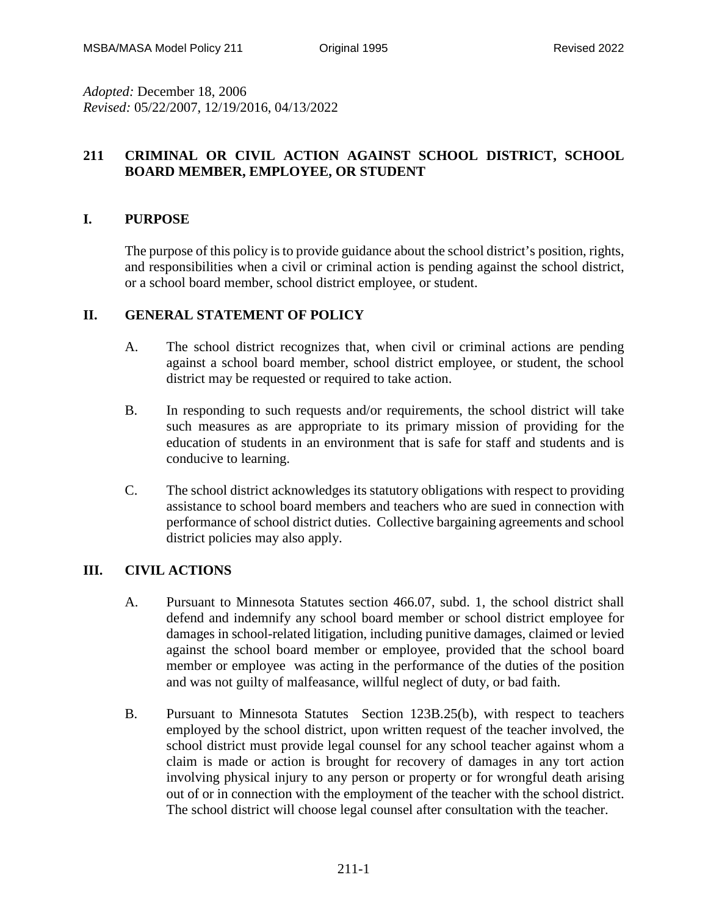*Adopted:* December 18, 2006
*Revised:* 05/22/2007, 12/19/2016, 04/13/2022

# 211 CRIMINAL OR CIVIL ACTION AGAINST SCHOOL DISTRICT, SCHOOL BOARD MEMBER, EMPLOYEE, OR STUDENT

## I. PURPOSE

The purpose of this policy is to provide guidance about the school district's position, rights, and responsibilities when a civil or criminal action is pending against the school district, or a school board member, school district employee, or student.

## II. GENERAL STATEMENT OF POLICY

A. The school district recognizes that, when civil or criminal actions are pending against a school board member, school district employee, or student, the school district may be requested or required to take action.

B. In responding to such requests and/or requirements, the school district will take such measures as are appropriate to its primary mission of providing for the education of students in an environment that is safe for staff and students and is conducive to learning.

C. The school district acknowledges its statutory obligations with respect to providing assistance to school board members and teachers who are sued in connection with performance of school district duties. Collective bargaining agreements and school district policies may also apply.

## III. CIVIL ACTIONS

A. Pursuant to Minnesota Statutes section 466.07, subd. 1, the school district shall defend and indemnify any school board member or school district employee for damages in school-related litigation, including punitive damages, claimed or levied against the school board member or employee, provided that the school board member or employee was acting in the performance of the duties of the position and was not guilty of malfeasance, willful neglect of duty, or bad faith.

B. Pursuant to Minnesota Statutes Section 123B.25(b), with respect to teachers employed by the school district, upon written request of the teacher involved, the school district must provide legal counsel for any school teacher against whom a claim is made or action is brought for recovery of damages in any tort action involving physical injury to any person or property or for wrongful death arising out of or in connection with the employment of the teacher with the school district. The school district will choose legal counsel after consultation with the teacher.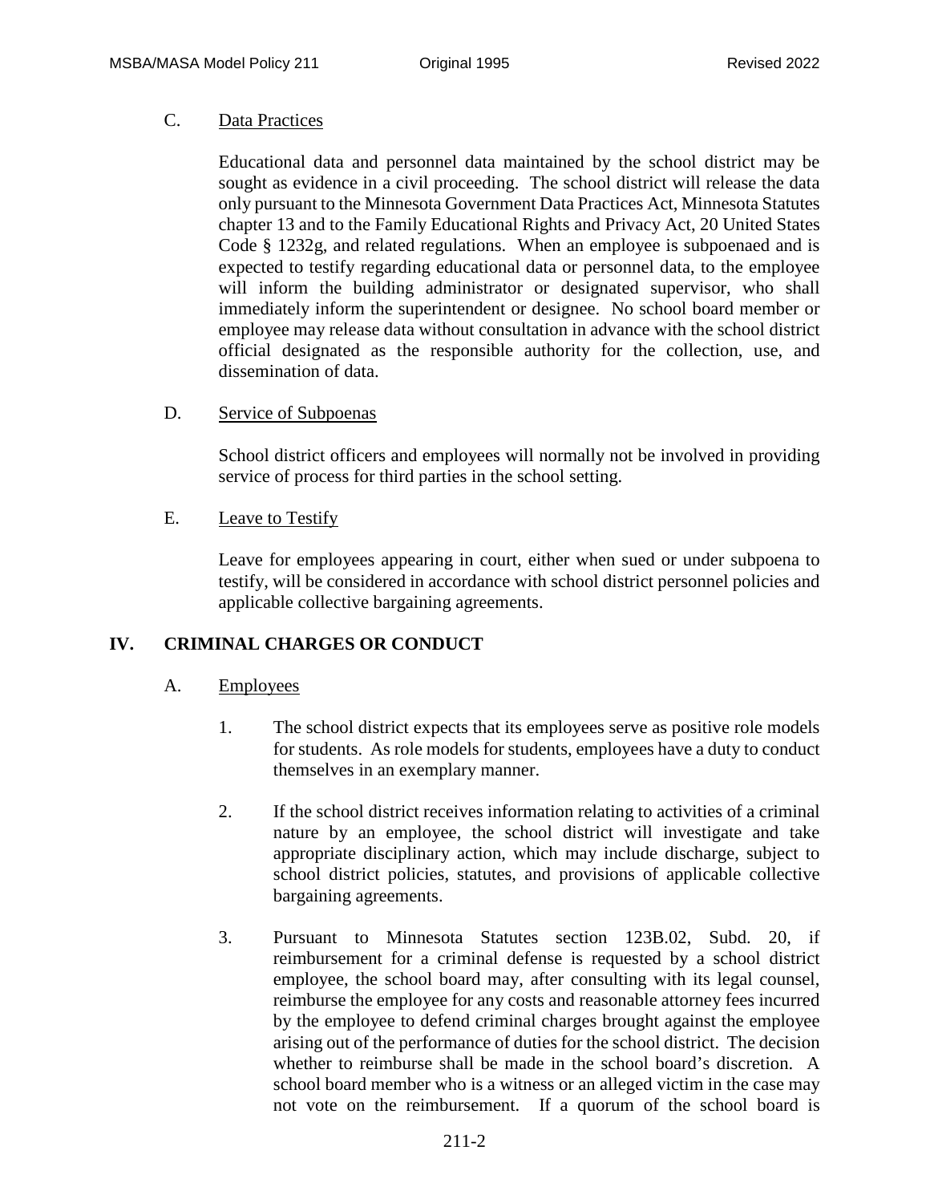C. Data Practices

Educational data and personnel data maintained by the school district may be sought as evidence in a civil proceeding. The school district will release the data only pursuant to the Minnesota Government Data Practices Act, Minnesota Statutes chapter 13 and to the Family Educational Rights and Privacy Act, 20 United States Code § 1232g, and related regulations. When an employee is subpoenaed and is expected to testify regarding educational data or personnel data, to the employee will inform the building administrator or designated supervisor, who shall immediately inform the superintendent or designee. No school board member or employee may release data without consultation in advance with the school district official designated as the responsible authority for the collection, use, and dissemination of data.

D. Service of Subpoenas

School district officers and employees will normally not be involved in providing service of process for third parties in the school setting.

E. Leave to Testify

Leave for employees appearing in court, either when sued or under subpoena to testify, will be considered in accordance with school district personnel policies and applicable collective bargaining agreements.

## IV. CRIMINAL CHARGES OR CONDUCT

A. Employees

1. The school district expects that its employees serve as positive role models for students. As role models for students, employees have a duty to conduct themselves in an exemplary manner.

2. If the school district receives information relating to activities of a criminal nature by an employee, the school district will investigate and take appropriate disciplinary action, which may include discharge, subject to school district policies, statutes, and provisions of applicable collective bargaining agreements.

3. Pursuant to Minnesota Statutes section 123B.02, Subd. 20, if reimbursement for a criminal defense is requested by a school district employee, the school board may, after consulting with its legal counsel, reimburse the employee for any costs and reasonable attorney fees incurred by the employee to defend criminal charges brought against the employee arising out of the performance of duties for the school district. The decision whether to reimburse shall be made in the school board's discretion. A school board member who is a witness or an alleged victim in the case may not vote on the reimbursement. If a quorum of the school board is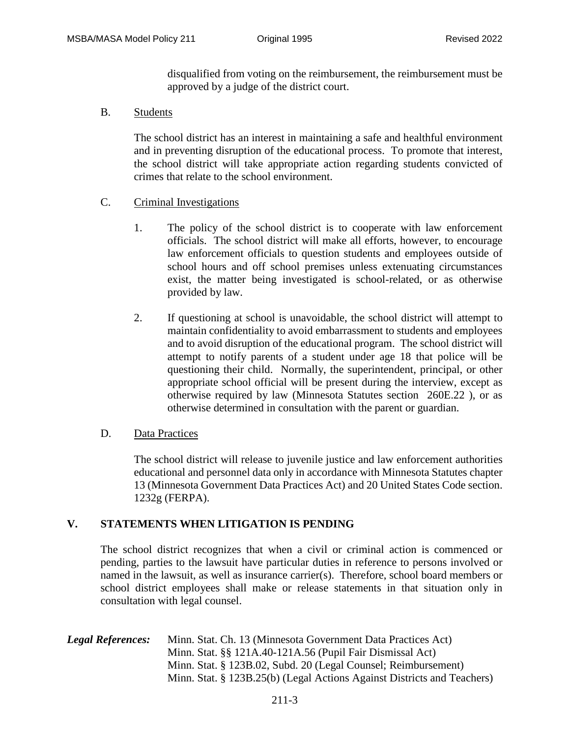disqualified from voting on the reimbursement, the reimbursement must be approved by a judge of the district court.

B. Students

The school district has an interest in maintaining a safe and healthful environment and in preventing disruption of the educational process. To promote that interest, the school district will take appropriate action regarding students convicted of crimes that relate to the school environment.

C. Criminal Investigations

1. The policy of the school district is to cooperate with law enforcement officials. The school district will make all efforts, however, to encourage law enforcement officials to question students and employees outside of school hours and off school premises unless extenuating circumstances exist, the matter being investigated is school-related, or as otherwise provided by law.

2. If questioning at school is unavoidable, the school district will attempt to maintain confidentiality to avoid embarrassment to students and employees and to avoid disruption of the educational program. The school district will attempt to notify parents of a student under age 18 that police will be questioning their child. Normally, the superintendent, principal, or other appropriate school official will be present during the interview, except as otherwise required by law (Minnesota Statutes section 260E.22 ), or as otherwise determined in consultation with the parent or guardian.

D. Data Practices

The school district will release to juvenile justice and law enforcement authorities educational and personnel data only in accordance with Minnesota Statutes chapter 13 (Minnesota Government Data Practices Act) and 20 United States Code section. 1232g (FERPA).

## V. STATEMENTS WHEN LITIGATION IS PENDING

The school district recognizes that when a civil or criminal action is commenced or pending, parties to the lawsuit have particular duties in reference to persons involved or named in the lawsuit, as well as insurance carrier(s). Therefore, school board members or school district employees shall make or release statements in that situation only in consultation with legal counsel.

***Legal References:*** Minn. Stat. Ch. 13 (Minnesota Government Data Practices Act)
Minn. Stat. §§ 121A.40-121A.56 (Pupil Fair Dismissal Act)
Minn. Stat. § 123B.02, Subd. 20 (Legal Counsel; Reimbursement)
Minn. Stat. § 123B.25(b) (Legal Actions Against Districts and Teachers)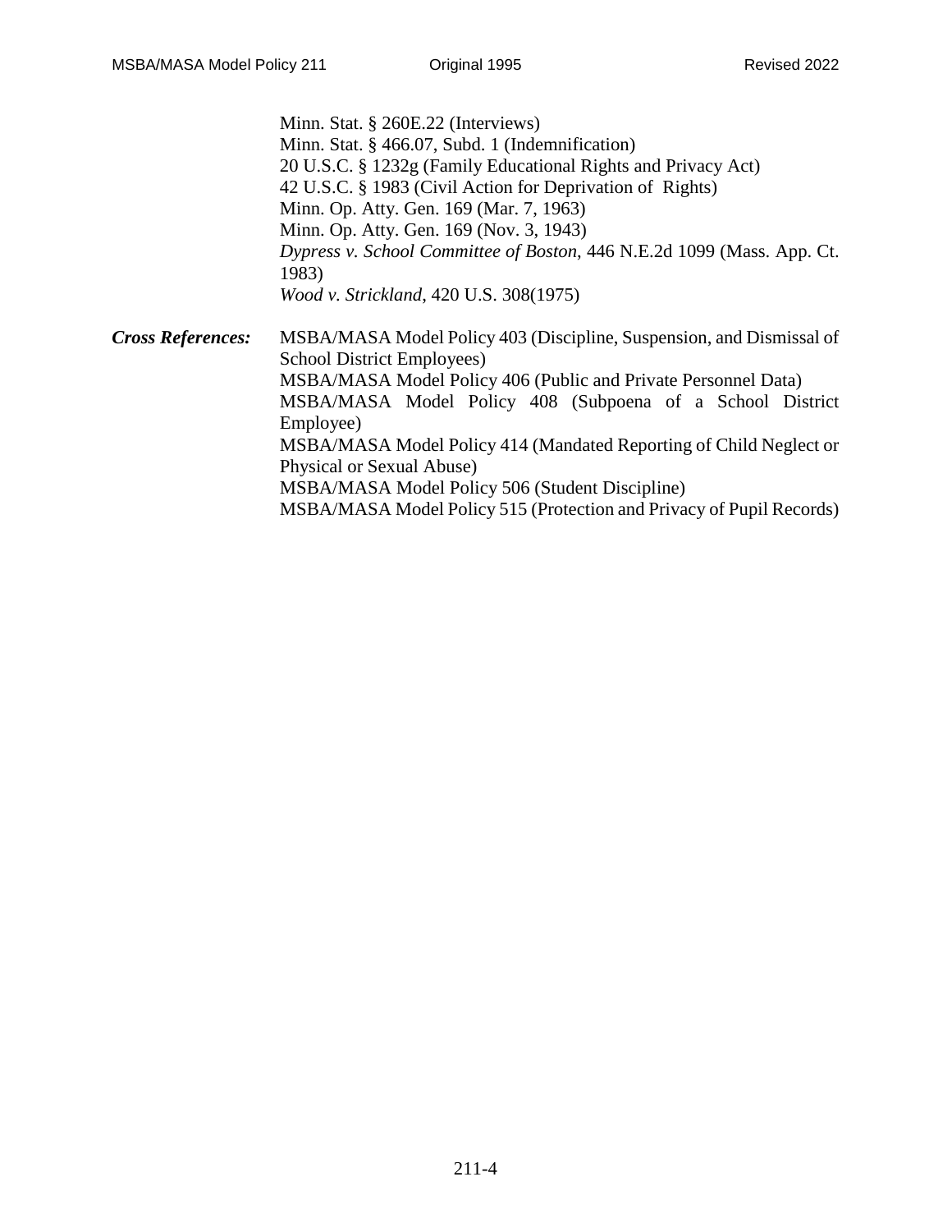Minn. Stat. § 260E.22 (Interviews)
Minn. Stat. § 466.07, Subd. 1 (Indemnification)
20 U.S.C. § 1232g (Family Educational Rights and Privacy Act)
42 U.S.C. § 1983 (Civil Action for Deprivation of Rights)
Minn. Op. Atty. Gen. 169 (Mar. 7, 1963)
Minn. Op. Atty. Gen. 169 (Nov. 3, 1943)
*Dypress v. School Committee of Boston*, 446 N.E.2d 1099 (Mass. App. Ct. 1983)
*Wood v. Strickland*, 420 U.S. 308(1975)

***Cross References:***
MSBA/MASA Model Policy 403 (Discipline, Suspension, and Dismissal of School District Employees)
MSBA/MASA Model Policy 406 (Public and Private Personnel Data)
MSBA/MASA Model Policy 408 (Subpoena of a School District Employee)
MSBA/MASA Model Policy 414 (Mandated Reporting of Child Neglect or Physical or Sexual Abuse)
MSBA/MASA Model Policy 506 (Student Discipline)
MSBA/MASA Model Policy 515 (Protection and Privacy of Pupil Records)